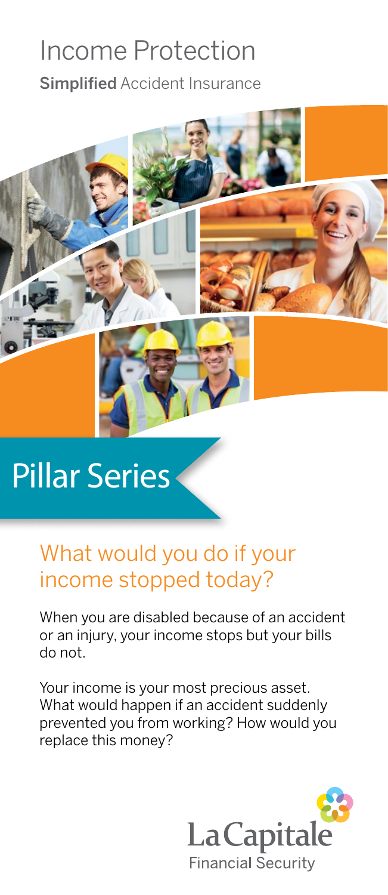# Income Protection

**Simplified** Accident Insurance

## Pillar Series

## What would you do if your income stopped today?

When you are disabled because of an accident or an injury, your income stops but your bills do not.

Your income is your most precious asset. What would happen if an accident suddenly prevented you from working? How would you replace this money?

La Capitale
Financial Security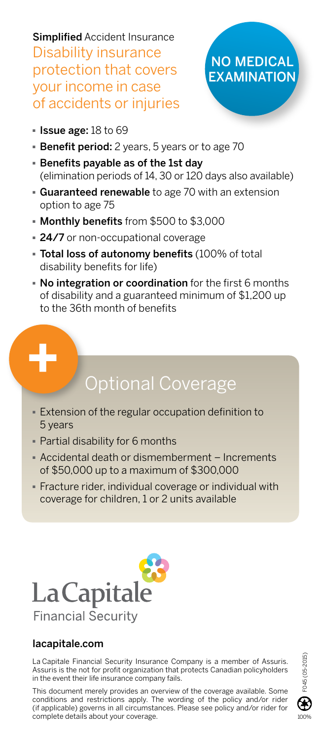**Simplified** Accident Insurance

## Disability insurance protection that covers your income in case of accidents or injuries

NO MEDICAL EXAMINATION

- **Issue age:** 18 to 69
- **Benefit period:** 2 years, 5 years or to age 70
- **Benefits payable as of the 1st day** (elimination periods of 14, 30 or 120 days also available)
- **Guaranteed renewable** to age 70 with an extension option to age 75
- **Monthly benefits** from $500 to $3,000
- **24/7** or non-occupational coverage
- **Total loss of autonomy benefits** (100% of total disability benefits for life)
- **No integration or coordination** for the first 6 months of disability and a guaranteed minimum of $1,200 up to the 36th month of benefits

## Optional Coverage

- Extension of the regular occupation definition to 5 years
- Partial disability for 6 months
- Accidental death or dismemberment – Increments of $50,000 up to a maximum of $300,000
- Fracture rider, individual coverage or individual with coverage for children, 1 or 2 units available

La Capitale Financial Security

**lacapitale.com**

La Capitale Financial Security Insurance Company is a member of Assuris. Assuris is the not for profit organization that protects Canadian policyholders in the event their life insurance company fails.

This document merely provides an overview of the coverage available. Some conditions and restrictions apply. The wording of the policy and/or rider (if applicable) governs in all circumstances. Please see policy and/or rider for complete details about your coverage.

F045 (05-2015)

100%